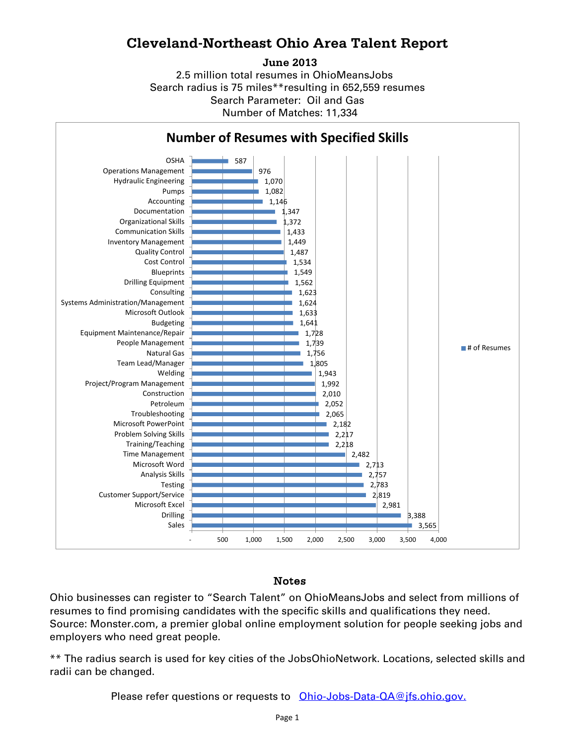# Cleveland-Northeast Ohio Area Talent Report

**June 2013**

2.5 million total resumes in OhioMeansJobs
Search radius is 75 miles**resulting in 652,559 resumes
Search Parameter: Oil and Gas
Number of Matches: 11,334

## Number of Resumes with Specified Skills

| Skill | # of Resumes |
|---|---|
| OSHA | 587 |
| Operations Management | 976 |
| Hydraulic Engineering | 1,070 |
| Pumps | 1,082 |
| Accounting | 1,146 |
| Documentation | 1,347 |
| Organizational Skills | 1,372 |
| Communication Skills | 1,433 |
| Inventory Management | 1,449 |
| Quality Control | 1,487 |
| Cost Control | 1,534 |
| Blueprints | 1,549 |
| Drilling Equipment | 1,562 |
| Consulting | 1,623 |
| Systems Administration/Management | 1,624 |
| Microsoft Outlook | 1,633 |
| Budgeting | 1,641 |
| Equipment Maintenance/Repair | 1,728 |
| People Management | 1,739 |
| Natural Gas | 1,756 |
| Team Lead/Manager | 1,805 |
| Welding | 1,943 |
| Project/Program Management | 1,992 |
| Construction | 2,010 |
| Petroleum | 2,052 |
| Troubleshooting | 2,065 |
| Microsoft PowerPoint | 2,182 |
| Problem Solving Skills | 2,217 |
| Training/Teaching | 2,218 |
| Time Management | 2,482 |
| Microsoft Word | 2,713 |
| Analysis Skills | 2,757 |
| Testing | 2,783 |
| Customer Support/Service | 2,819 |
| Microsoft Excel | 2,981 |
| Drilling | 3,388 |
| Sales | 3,565 |

### Notes

Ohio businesses can register to "Search Talent" on OhioMeansJobs and select from millions of resumes to find promising candidates with the specific skills and qualifications they need. Source: Monster.com, a premier global online employment solution for people seeking jobs and employers who need great people.

** The radius search is used for key cities of the JobsOhioNetwork. Locations, selected skills and radii can be changed.

Please refer questions or requests to Ohio-Jobs-Data-QA@jfs.ohio.gov.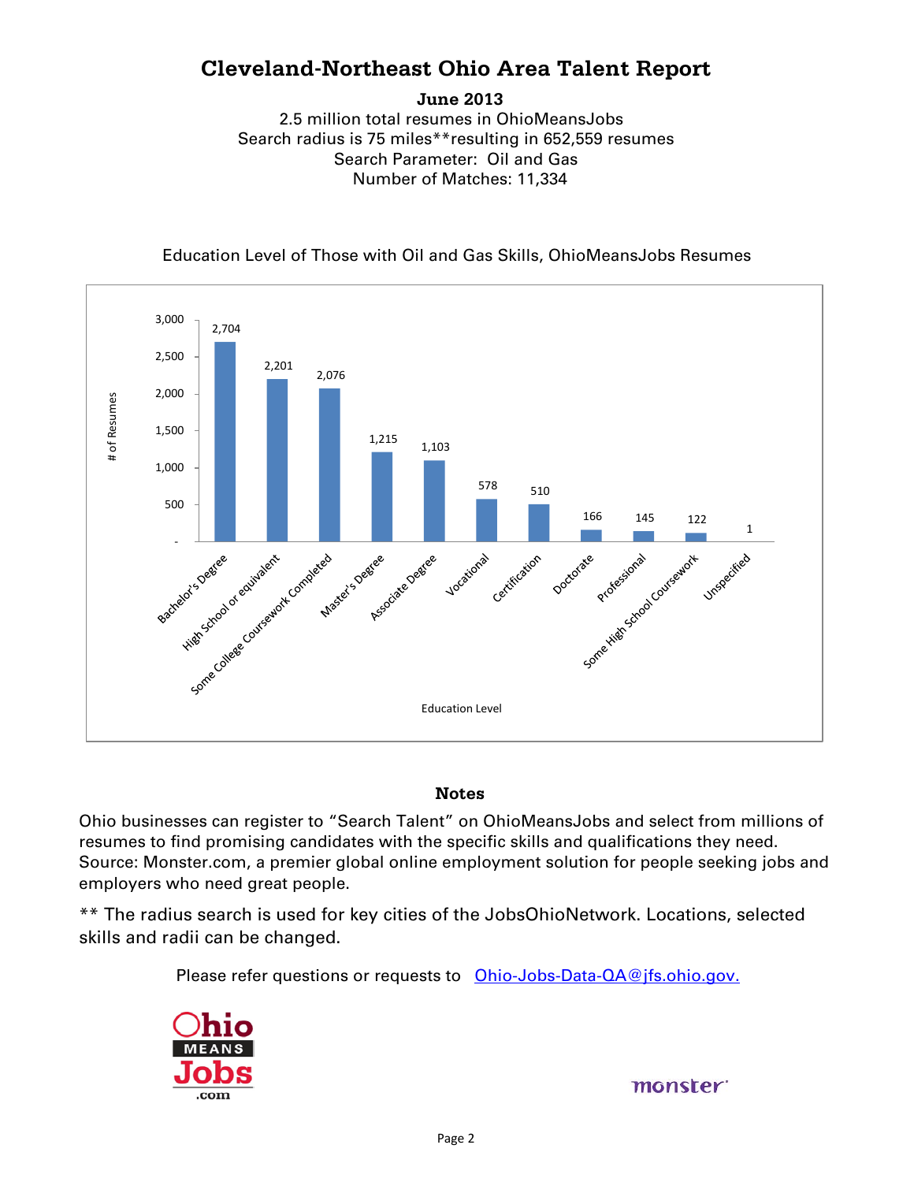# Cleveland-Northeast Ohio Area Talent Report

**June 2013**

2.5 million total resumes in OhioMeansJobs

Search radius is 75 miles**resulting in 652,559 resumes

Search Parameter: Oil and Gas

Number of Matches: 11,334

Education Level of Those with Oil and Gas Skills, OhioMeansJobs Resumes

3,000
2,500
2,000
1,500
1,000
500
-

# of Resumes

2,704
2,201
2,076
1,215
1,103
578
510
166
145
122
1

Bachelor's Degree
High School or equivalent
Some College Coursework Completed
Master's Degree
Associate Degree
Vocational
Certification
Doctorate
Professional
Some High School Coursework
Unspecified

Education Level

## Notes

Ohio businesses can register to "Search Talent" on OhioMeansJobs and select from millions of resumes to find promising candidates with the specific skills and qualifications they need. Source: Monster.com, a premier global online employment solution for people seeking jobs and employers who need great people.

** The radius search is used for key cities of the JobsOhioNetwork. Locations, selected skills and radii can be changed.

Please refer questions or requests to Ohio-Jobs-Data-QA@jfs.ohio.gov.

Ohio MEANS Jobs .com

monster